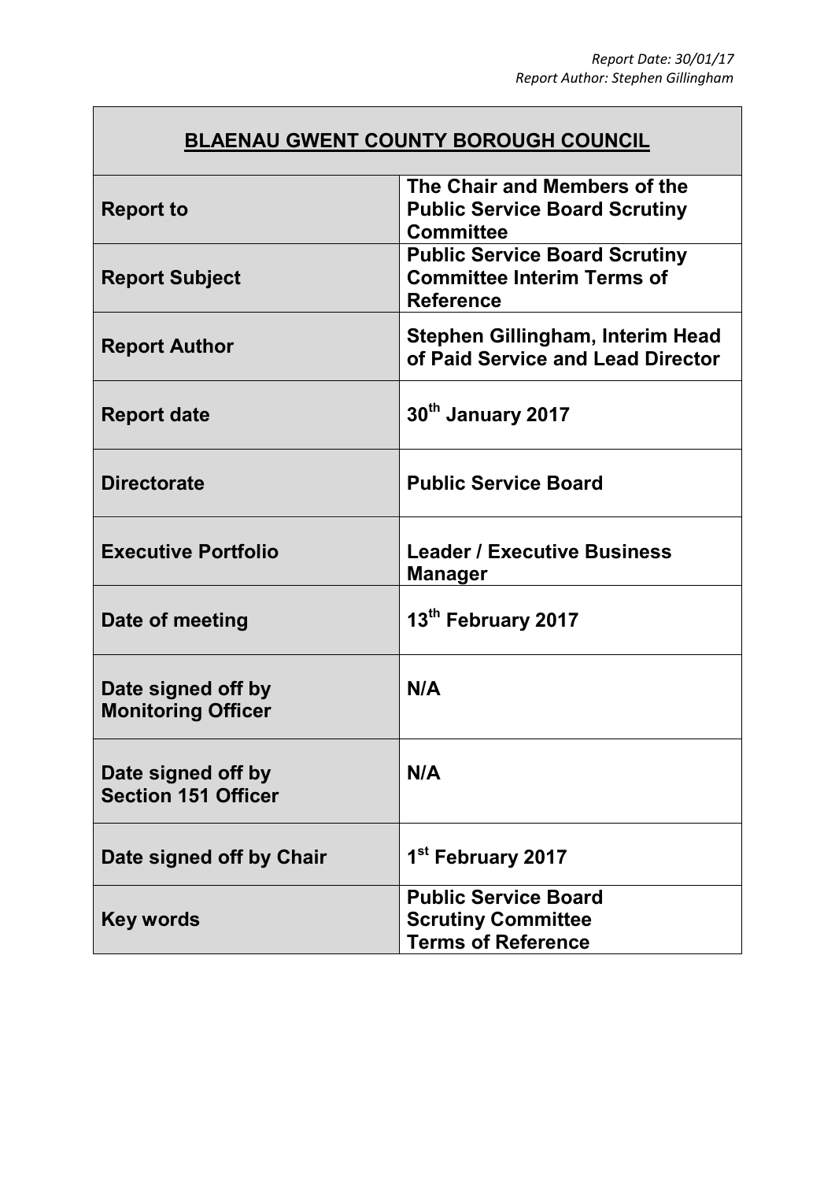*Report Date: 30/01/17*
*Report Author: Stephen Gillingham*

| **BLAENAU GWENT COUNTY BOROUGH COUNCIL** | |
|---|---|
| **Report to** | **The Chair and Members of the Public Service Board Scrutiny Committee** |
| **Report Subject** | **Public Service Board Scrutiny Committee Interim Terms of Reference** |
| **Report Author** | **Stephen Gillingham, Interim Head of Paid Service and Lead Director** |
| **Report date** | **30th January 2017** |
| **Directorate** | **Public Service Board** |
| **Executive Portfolio** | **Leader / Executive Business Manager** |
| **Date of meeting** | **13th February 2017** |
| **Date signed off by Monitoring Officer** | **N/A** |
| **Date signed off by Section 151 Officer** | **N/A** |
| **Date signed off by Chair** | **1st February 2017** |
| **Key words** | **Public Service Board Scrutiny Committee Terms of Reference** |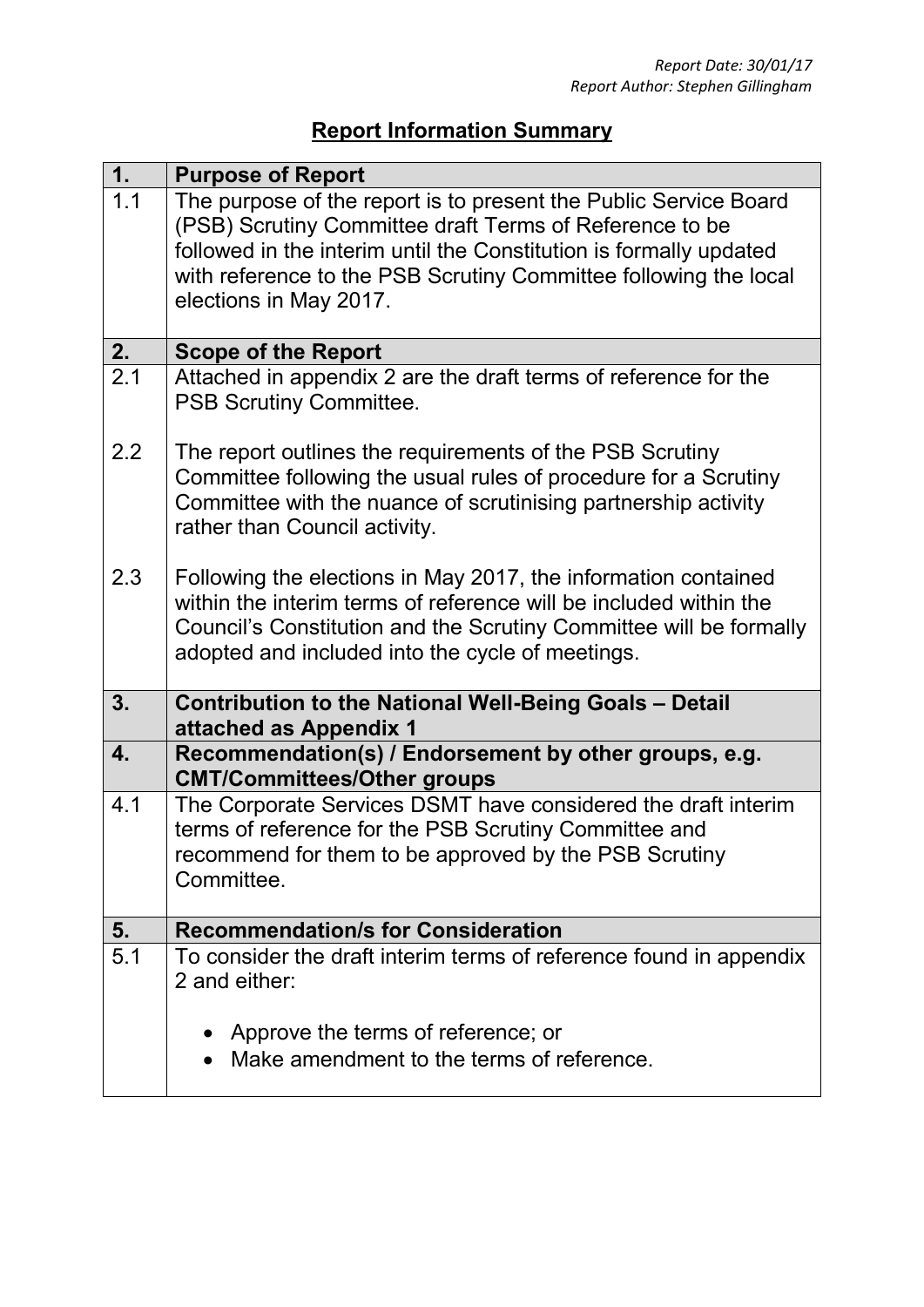*Report Date: 30/01/17*
*Report Author: Stephen Gillingham*

# Report Information Summary

| 1. | **Purpose of Report** |
|---|---|
| 1.1 | The purpose of the report is to present the Public Service Board (PSB) Scrutiny Committee draft Terms of Reference to be followed in the interim until the Constitution is formally updated with reference to the PSB Scrutiny Committee following the local elections in May 2017. |
| **2.** | **Scope of the Report** |
| 2.1 | Attached in appendix 2 are the draft terms of reference for the PSB Scrutiny Committee. |
| 2.2 | The report outlines the requirements of the PSB Scrutiny Committee following the usual rules of procedure for a Scrutiny Committee with the nuance of scrutinising partnership activity rather than Council activity. |
| 2.3 | Following the elections in May 2017, the information contained within the interim terms of reference will be included within the Council's Constitution and the Scrutiny Committee will be formally adopted and included into the cycle of meetings. |
| **3.** | **Contribution to the National Well-Being Goals – Detail attached as Appendix 1** |
| **4.** | **Recommendation(s) / Endorsement by other groups, e.g. CMT/Committees/Other groups** |
| 4.1 | The Corporate Services DSMT have considered the draft interim terms of reference for the PSB Scrutiny Committee and recommend for them to be approved by the PSB Scrutiny Committee. |
| **5.** | **Recommendation/s for Consideration** |
| 5.1 | To consider the draft interim terms of reference found in appendix 2 and either:<br>• Approve the terms of reference; or<br>• Make amendment to the terms of reference. |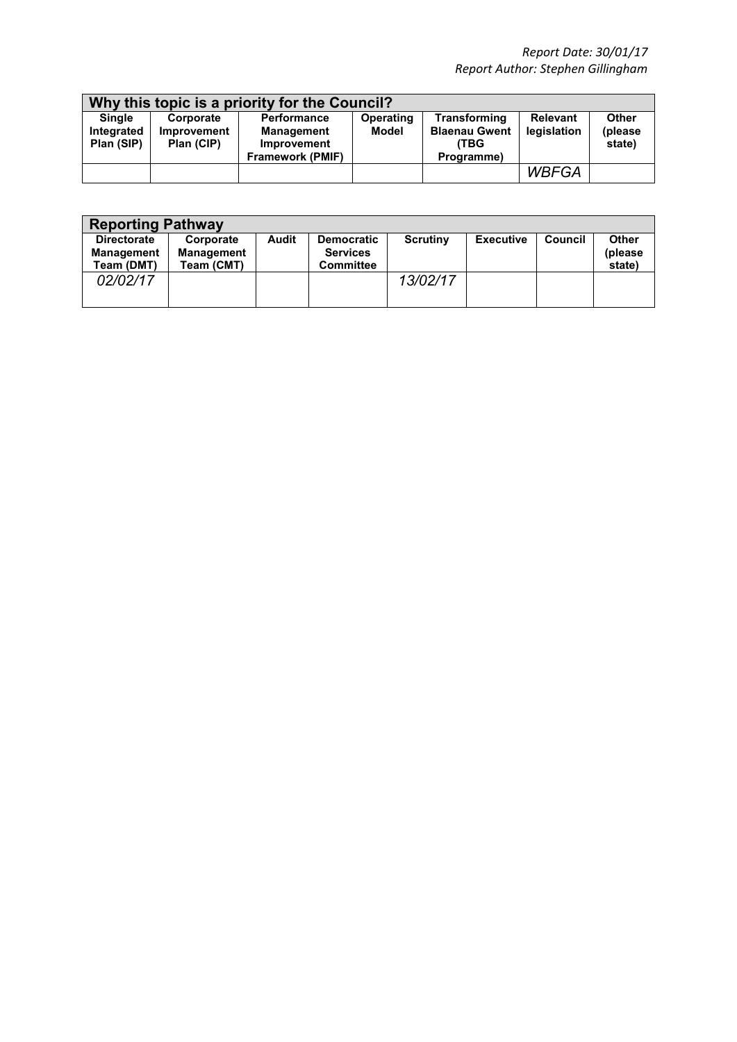*Report Date: 30/01/17*
*Report Author: Stephen Gillingham*

| Why this topic is a priority for the Council? | | | | | | |
|---|---|---|---|---|---|---|
| **Single Integrated Plan (SIP)** | **Corporate Improvement Plan (CIP)** | **Performance Management Improvement Framework (PMIF)** | **Operating Model** | **Transforming Blaenau Gwent (TBG Programme)** | **Relevant legislation** | **Other (please state)** |
| | | | | | *WBFGA* | |

| Reporting Pathway | | | | | | | |
|---|---|---|---|---|---|---|---|
| **Directorate Management Team (DMT)** | **Corporate Management Team (CMT)** | **Audit** | **Democratic Services Committee** | **Scrutiny** | **Executive** | **Council** | **Other (please state)** |
| *02/02/17* | | | | *13/02/17* | | | |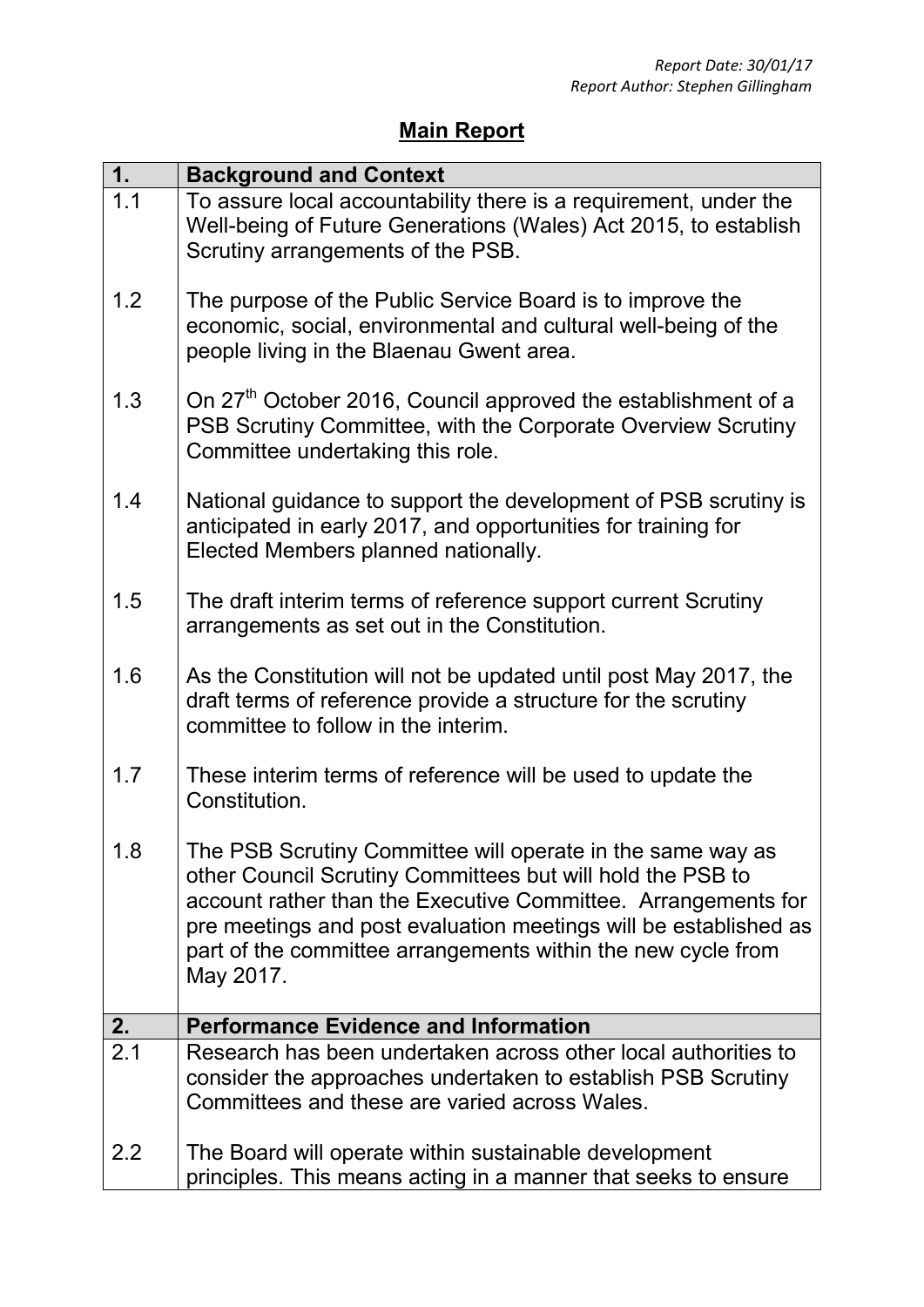*Report Date: 30/01/17*
*Report Author: Stephen Gillingham*

# Main Report

| 1. | Background and Context |
|---|---|
| 1.1 | To assure local accountability there is a requirement, under the Well-being of Future Generations (Wales) Act 2015, to establish Scrutiny arrangements of the PSB. |
| 1.2 | The purpose of the Public Service Board is to improve the economic, social, environmental and cultural well-being of the people living in the Blaenau Gwent area. |
| 1.3 | On 27th October 2016, Council approved the establishment of a PSB Scrutiny Committee, with the Corporate Overview Scrutiny Committee undertaking this role. |
| 1.4 | National guidance to support the development of PSB scrutiny is anticipated in early 2017, and opportunities for training for Elected Members planned nationally. |
| 1.5 | The draft interim terms of reference support current Scrutiny arrangements as set out in the Constitution. |
| 1.6 | As the Constitution will not be updated until post May 2017, the draft terms of reference provide a structure for the scrutiny committee to follow in the interim. |
| 1.7 | These interim terms of reference will be used to update the Constitution. |
| 1.8 | The PSB Scrutiny Committee will operate in the same way as other Council Scrutiny Committees but will hold the PSB to account rather than the Executive Committee. Arrangements for pre meetings and post evaluation meetings will be established as part of the committee arrangements within the new cycle from May 2017. |
| **2.** | **Performance Evidence and Information** |
| 2.1 | Research has been undertaken across other local authorities to consider the approaches undertaken to establish PSB Scrutiny Committees and these are varied across Wales. |
| 2.2 | The Board will operate within sustainable development principles. This means acting in a manner that seeks to ensure |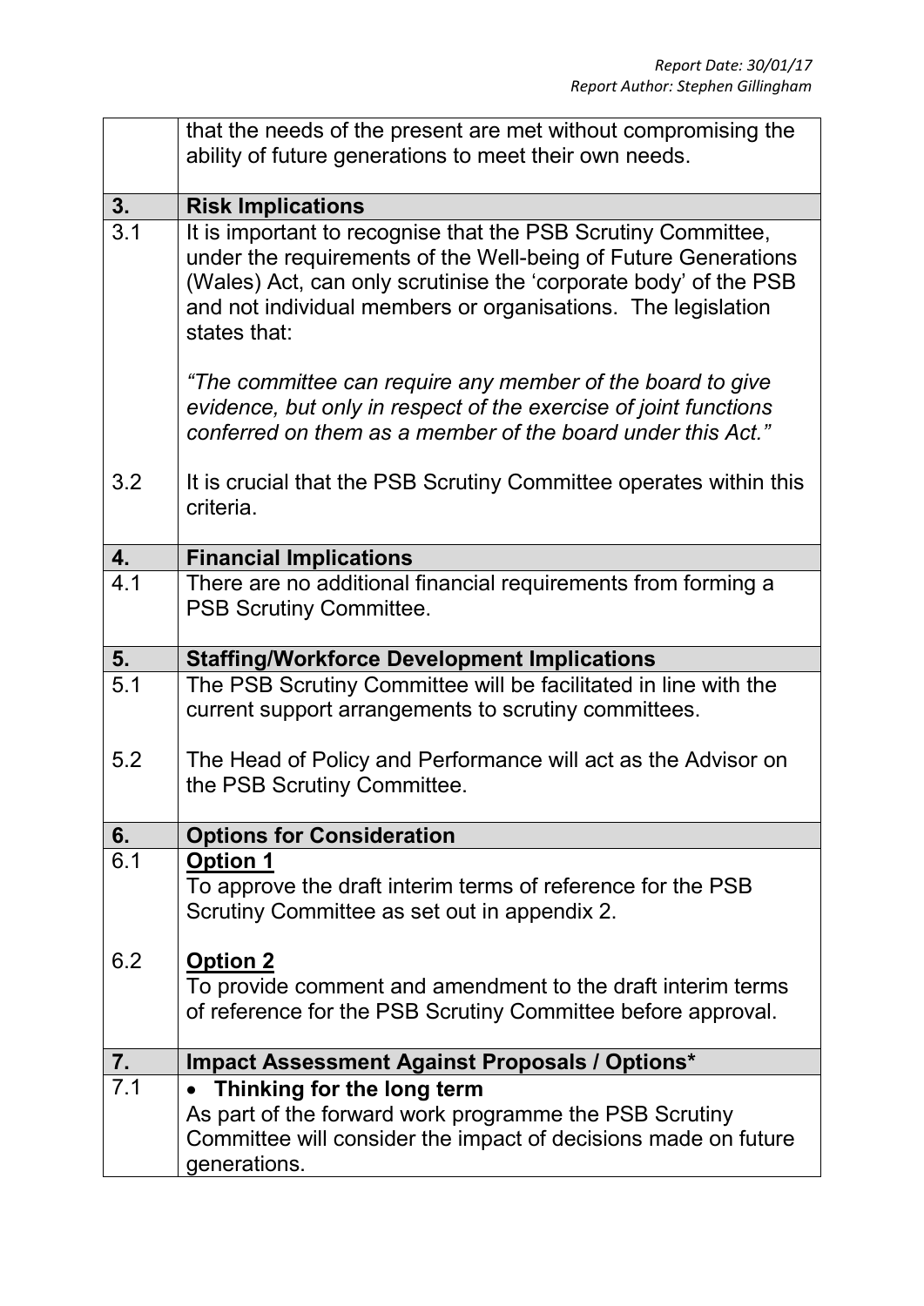| | |
|---|---|
| | that the needs of the present are met without compromising the ability of future generations to meet their own needs. |
| **3.** | **Risk Implications** |
| 3.1 | It is important to recognise that the PSB Scrutiny Committee, under the requirements of the Well-being of Future Generations (Wales) Act, can only scrutinise the 'corporate body' of the PSB and not individual members or organisations. The legislation states that:<br><br>*"The committee can require any member of the board to give evidence, but only in respect of the exercise of joint functions conferred on them as a member of the board under this Act."* |
| 3.2 | It is crucial that the PSB Scrutiny Committee operates within this criteria. |
| **4.** | **Financial Implications** |
| 4.1 | There are no additional financial requirements from forming a PSB Scrutiny Committee. |
| **5.** | **Staffing/Workforce Development Implications** |
| 5.1 | The PSB Scrutiny Committee will be facilitated in line with the current support arrangements to scrutiny committees. |
| 5.2 | The Head of Policy and Performance will act as the Advisor on the PSB Scrutiny Committee. |
| **6.** | **Options for Consideration** |
| 6.1 | **Option 1**<br>To approve the draft interim terms of reference for the PSB Scrutiny Committee as set out in appendix 2. |
| 6.2 | **Option 2**<br>To provide comment and amendment to the draft interim terms of reference for the PSB Scrutiny Committee before approval. |
| **7.** | **Impact Assessment Against Proposals / Options*** |
| 7.1 | • **Thinking for the long term**<br>As part of the forward work programme the PSB Scrutiny Committee will consider the impact of decisions made on future generations. |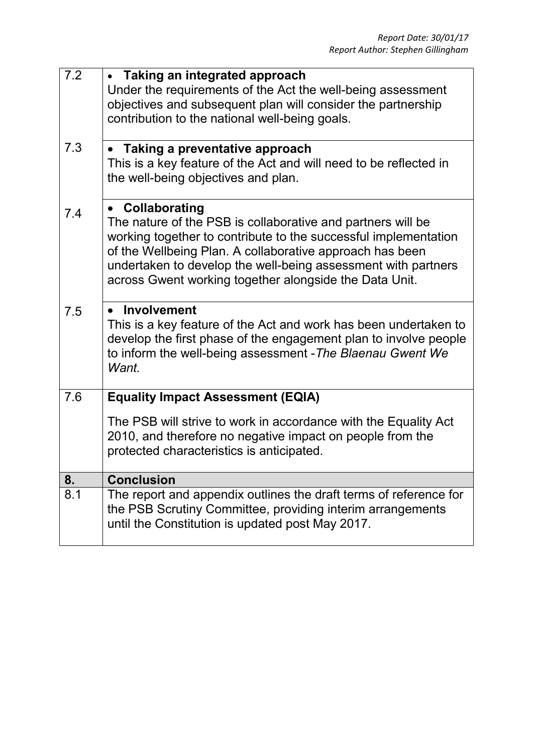| 7.2 | • **Taking an integrated approach**<br>Under the requirements of the Act the well-being assessment objectives and subsequent plan will consider the partnership contribution to the national well-being goals. |
|---|---|
| 7.3 | • **Taking a preventative approach**<br>This is a key feature of the Act and will need to be reflected in the well-being objectives and plan. |
| 7.4 | • **Collaborating**<br>The nature of the PSB is collaborative and partners will be working together to contribute to the successful implementation of the Wellbeing Plan. A collaborative approach has been undertaken to develop the well-being assessment with partners across Gwent working together alongside the Data Unit. |
| 7.5 | • **Involvement**<br>This is a key feature of the Act and work has been undertaken to develop the first phase of the engagement plan to involve people to inform the well-being assessment -*The Blaenau Gwent We Want.* |
| 7.6 | **Equality Impact Assessment (EQIA)**<br>The PSB will strive to work in accordance with the Equality Act 2010, and therefore no negative impact on people from the protected characteristics is anticipated. |
| **8.** | **Conclusion** |
| 8.1 | The report and appendix outlines the draft terms of reference for the PSB Scrutiny Committee, providing interim arrangements until the Constitution is updated post May 2017. |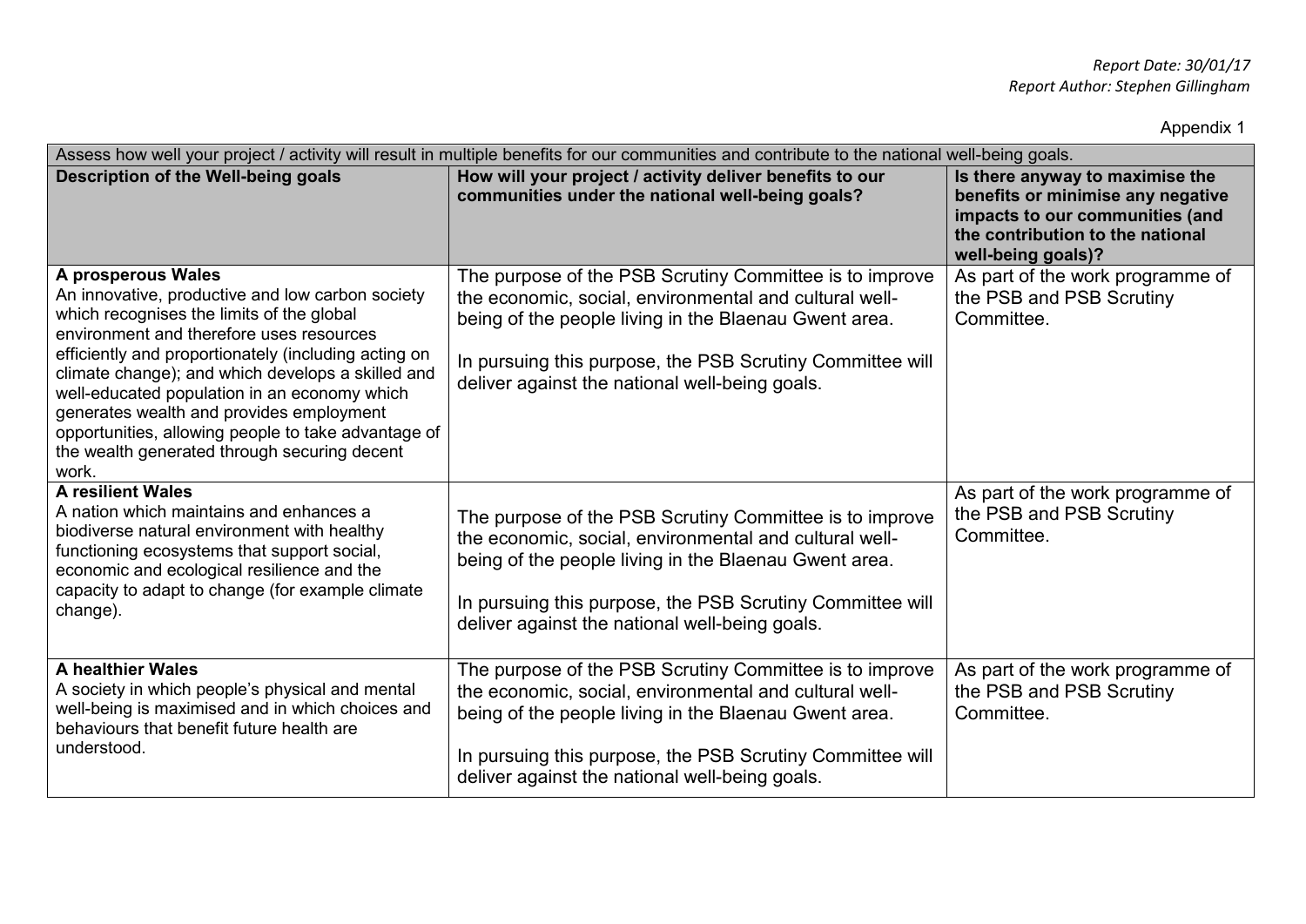*Report Date: 30/01/17*
*Report Author: Stephen Gillingham*

Appendix 1

| Assess how well your project / activity will result in multiple benefits for our communities and contribute to the national well-being goals. | | |
|---|---|---|
| **Description of the Well-being goals** | **How will your project / activity deliver benefits to our communities under the national well-being goals?** | **Is there anyway to maximise the benefits or minimise any negative impacts to our communities (and the contribution to the national well-being goals)?** |
| **A prosperous Wales** An innovative, productive and low carbon society which recognises the limits of the global environment and therefore uses resources efficiently and proportionately (including acting on climate change); and which develops a skilled and well-educated population in an economy which generates wealth and provides employment opportunities, allowing people to take advantage of the wealth generated through securing decent work. | The purpose of the PSB Scrutiny Committee is to improve the economic, social, environmental and cultural well-being of the people living in the Blaenau Gwent area. In pursuing this purpose, the PSB Scrutiny Committee will deliver against the national well-being goals. | As part of the work programme of the PSB and PSB Scrutiny Committee. |
| **A resilient Wales** A nation which maintains and enhances a biodiverse natural environment with healthy functioning ecosystems that support social, economic and ecological resilience and the capacity to adapt to change (for example climate change). | The purpose of the PSB Scrutiny Committee is to improve the economic, social, environmental and cultural well-being of the people living in the Blaenau Gwent area. In pursuing this purpose, the PSB Scrutiny Committee will deliver against the national well-being goals. | As part of the work programme of the PSB and PSB Scrutiny Committee. |
| **A healthier Wales** A society in which people's physical and mental well-being is maximised and in which choices and behaviours that benefit future health are understood. | The purpose of the PSB Scrutiny Committee is to improve the economic, social, environmental and cultural well-being of the people living in the Blaenau Gwent area. In pursuing this purpose, the PSB Scrutiny Committee will deliver against the national well-being goals. | As part of the work programme of the PSB and PSB Scrutiny Committee. |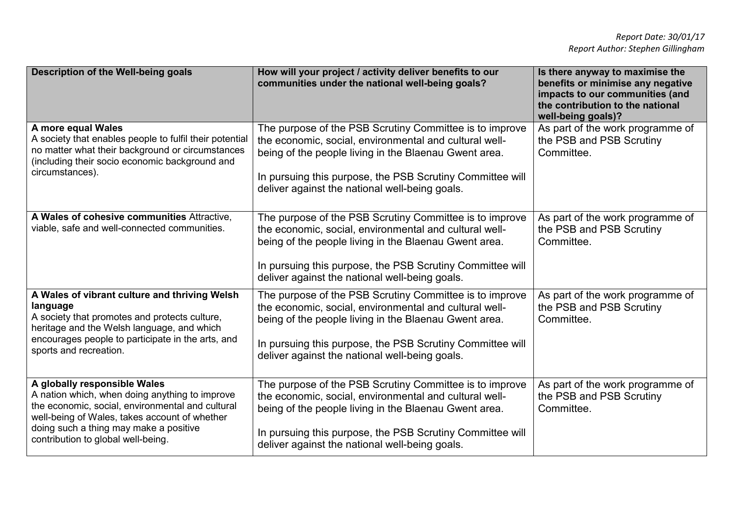*Report Date: 30/01/17*
*Report Author: Stephen Gillingham*

| Description of the Well-being goals | How will your project / activity deliver benefits to our communities under the national well-being goals? | Is there anyway to maximise the benefits or minimise any negative impacts to our communities (and the contribution to the national well-being goals)? |
|---|---|---|
| **A more equal Wales** A society that enables people to fulfil their potential no matter what their background or circumstances (including their socio economic background and circumstances). | The purpose of the PSB Scrutiny Committee is to improve the economic, social, environmental and cultural well-being of the people living in the Blaenau Gwent area.<br><br>In pursuing this purpose, the PSB Scrutiny Committee will deliver against the national well-being goals. | As part of the work programme of the PSB and PSB Scrutiny Committee. |
| **A Wales of cohesive communities** Attractive, viable, safe and well-connected communities. | The purpose of the PSB Scrutiny Committee is to improve the economic, social, environmental and cultural well-being of the people living in the Blaenau Gwent area.<br><br>In pursuing this purpose, the PSB Scrutiny Committee will deliver against the national well-being goals. | As part of the work programme of the PSB and PSB Scrutiny Committee. |
| **A Wales of vibrant culture and thriving Welsh language** A society that promotes and protects culture, heritage and the Welsh language, and which encourages people to participate in the arts, and sports and recreation. | The purpose of the PSB Scrutiny Committee is to improve the economic, social, environmental and cultural well-being of the people living in the Blaenau Gwent area.<br><br>In pursuing this purpose, the PSB Scrutiny Committee will deliver against the national well-being goals. | As part of the work programme of the PSB and PSB Scrutiny Committee. |
| **A globally responsible Wales** A nation which, when doing anything to improve the economic, social, environmental and cultural well-being of Wales, takes account of whether doing such a thing may make a positive contribution to global well-being. | The purpose of the PSB Scrutiny Committee is to improve the economic, social, environmental and cultural well-being of the people living in the Blaenau Gwent area.<br><br>In pursuing this purpose, the PSB Scrutiny Committee will deliver against the national well-being goals. | As part of the work programme of the PSB and PSB Scrutiny Committee. |